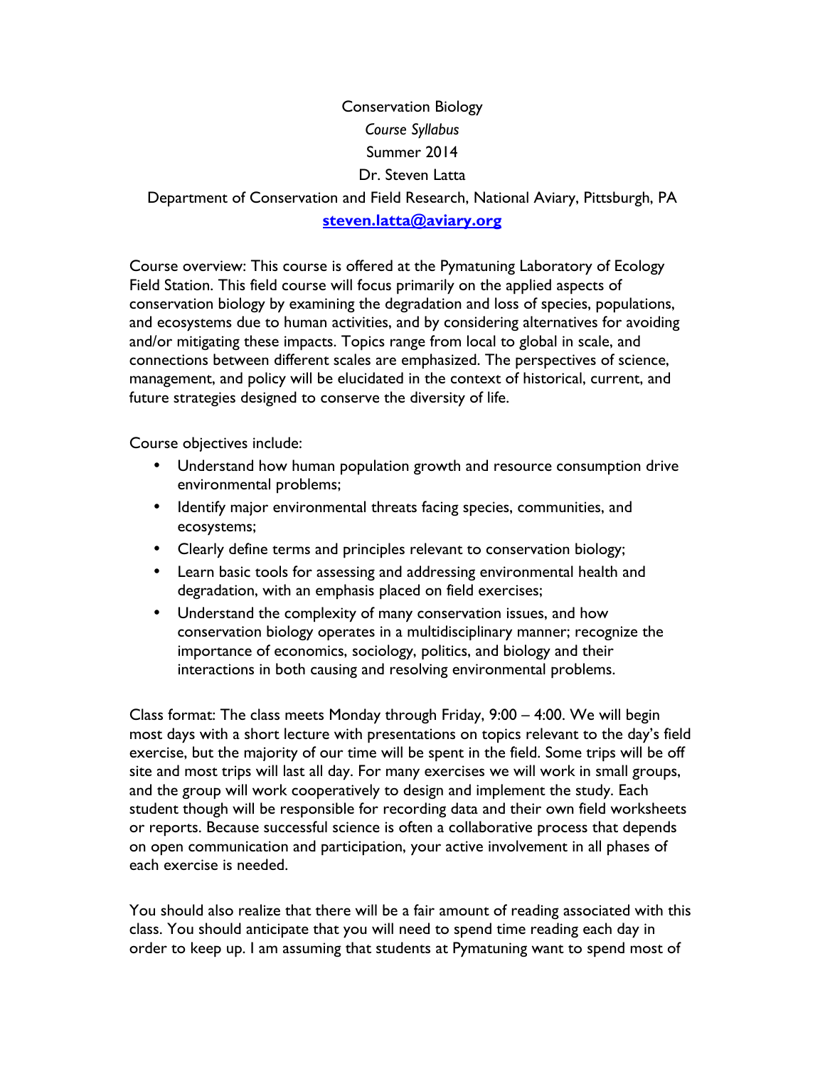# Conservation Biology

*Course Syllabus*

Summer 2014

Dr. Steven Latta

Department of Conservation and Field Research, National Aviary, Pittsburgh, PA

**steven.latta@aviary.org**

Course overview: This course is offered at the Pymatuning Laboratory of Ecology Field Station. This field course will focus primarily on the applied aspects of conservation biology by examining the degradation and loss of species, populations, and ecosystems due to human activities, and by considering alternatives for avoiding and/or mitigating these impacts. Topics range from local to global in scale, and connections between different scales are emphasized. The perspectives of science, management, and policy will be elucidated in the context of historical, current, and future strategies designed to conserve the diversity of life.

Course objectives include:

- Understand how human population growth and resource consumption drive environmental problems;
- Identify major environmental threats facing species, communities, and ecosystems;
- Clearly define terms and principles relevant to conservation biology;
- Learn basic tools for assessing and addressing environmental health and degradation, with an emphasis placed on field exercises;
- Understand the complexity of many conservation issues, and how conservation biology operates in a multidisciplinary manner; recognize the importance of economics, sociology, politics, and biology and their interactions in both causing and resolving environmental problems.

Class format: The class meets Monday through Friday, 9:00 – 4:00. We will begin most days with a short lecture with presentations on topics relevant to the day's field exercise, but the majority of our time will be spent in the field. Some trips will be off site and most trips will last all day. For many exercises we will work in small groups, and the group will work cooperatively to design and implement the study. Each student though will be responsible for recording data and their own field worksheets or reports. Because successful science is often a collaborative process that depends on open communication and participation, your active involvement in all phases of each exercise is needed.

You should also realize that there will be a fair amount of reading associated with this class. You should anticipate that you will need to spend time reading each day in order to keep up. I am assuming that students at Pymatuning want to spend most of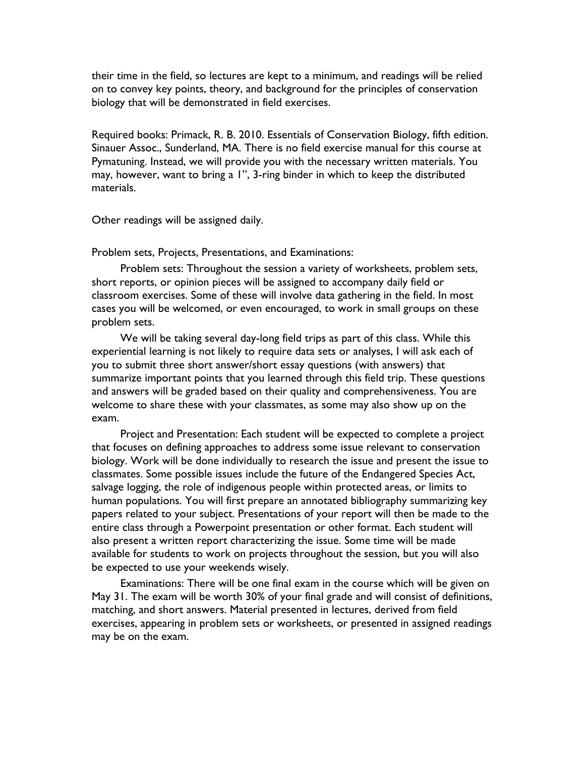their time in the field, so lectures are kept to a minimum, and readings will be relied on to convey key points, theory, and background for the principles of conservation biology that will be demonstrated in field exercises.

Required books: Primack, R. B. 2010. Essentials of Conservation Biology, fifth edition. Sinauer Assoc., Sunderland, MA. There is no field exercise manual for this course at Pymatuning. Instead, we will provide you with the necessary written materials. You may, however, want to bring a 1", 3-ring binder in which to keep the distributed materials.

Other readings will be assigned daily.

Problem sets, Projects, Presentations, and Examinations:

Problem sets: Throughout the session a variety of worksheets, problem sets, short reports, or opinion pieces will be assigned to accompany daily field or classroom exercises. Some of these will involve data gathering in the field. In most cases you will be welcomed, or even encouraged, to work in small groups on these problem sets.

We will be taking several day-long field trips as part of this class. While this experiential learning is not likely to require data sets or analyses, I will ask each of you to submit three short answer/short essay questions (with answers) that summarize important points that you learned through this field trip. These questions and answers will be graded based on their quality and comprehensiveness. You are welcome to share these with your classmates, as some may also show up on the exam.

Project and Presentation: Each student will be expected to complete a project that focuses on defining approaches to address some issue relevant to conservation biology. Work will be done individually to research the issue and present the issue to classmates. Some possible issues include the future of the Endangered Species Act, salvage logging, the role of indigenous people within protected areas, or limits to human populations. You will first prepare an annotated bibliography summarizing key papers related to your subject. Presentations of your report will then be made to the entire class through a Powerpoint presentation or other format. Each student will also present a written report characterizing the issue. Some time will be made available for students to work on projects throughout the session, but you will also be expected to use your weekends wisely.

Examinations: There will be one final exam in the course which will be given on May 31. The exam will be worth 30% of your final grade and will consist of definitions, matching, and short answers. Material presented in lectures, derived from field exercises, appearing in problem sets or worksheets, or presented in assigned readings may be on the exam.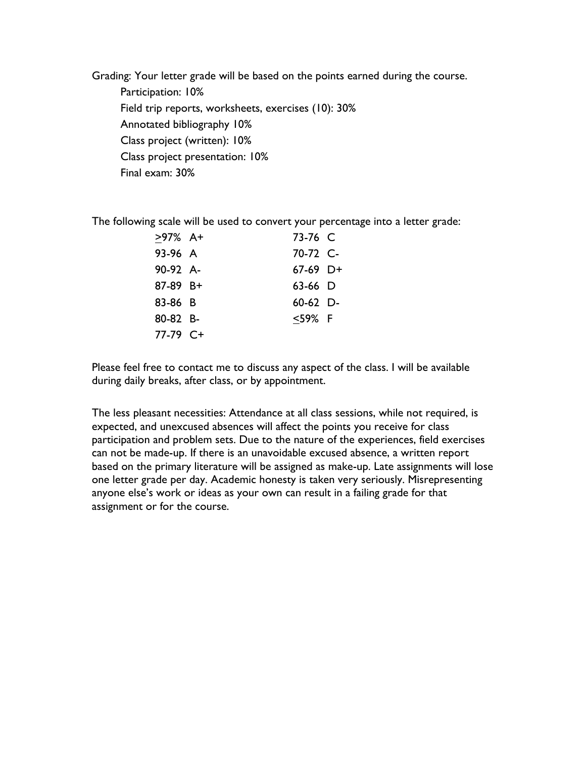Grading: Your letter grade will be based on the points earned during the course.

- Participation: 10%
- Field trip reports, worksheets, exercises (10): 30%
- Annotated bibliography 10%
- Class project (written): 10%
- Class project presentation: 10%
- Final exam: 30%

The following scale will be used to convert your percentage into a letter grade:

| | | | |
|---|---|---|---|
| ≥97% | A+ | 73-76 | C |
| 93-96 | A | 70-72 | C- |
| 90-92 | A- | 67-69 | D+ |
| 87-89 | B+ | 63-66 | D |
| 83-86 | B | 60-62 | D- |
| 80-82 | B- | ≤59% | F |
| 77-79 | C+ | | |

Please feel free to contact me to discuss any aspect of the class. I will be available during daily breaks, after class, or by appointment.

The less pleasant necessities: Attendance at all class sessions, while not required, is expected, and unexcused absences will affect the points you receive for class participation and problem sets. Due to the nature of the experiences, field exercises can not be made-up. If there is an unavoidable excused absence, a written report based on the primary literature will be assigned as make-up. Late assignments will lose one letter grade per day. Academic honesty is taken very seriously. Misrepresenting anyone else's work or ideas as your own can result in a failing grade for that assignment or for the course.